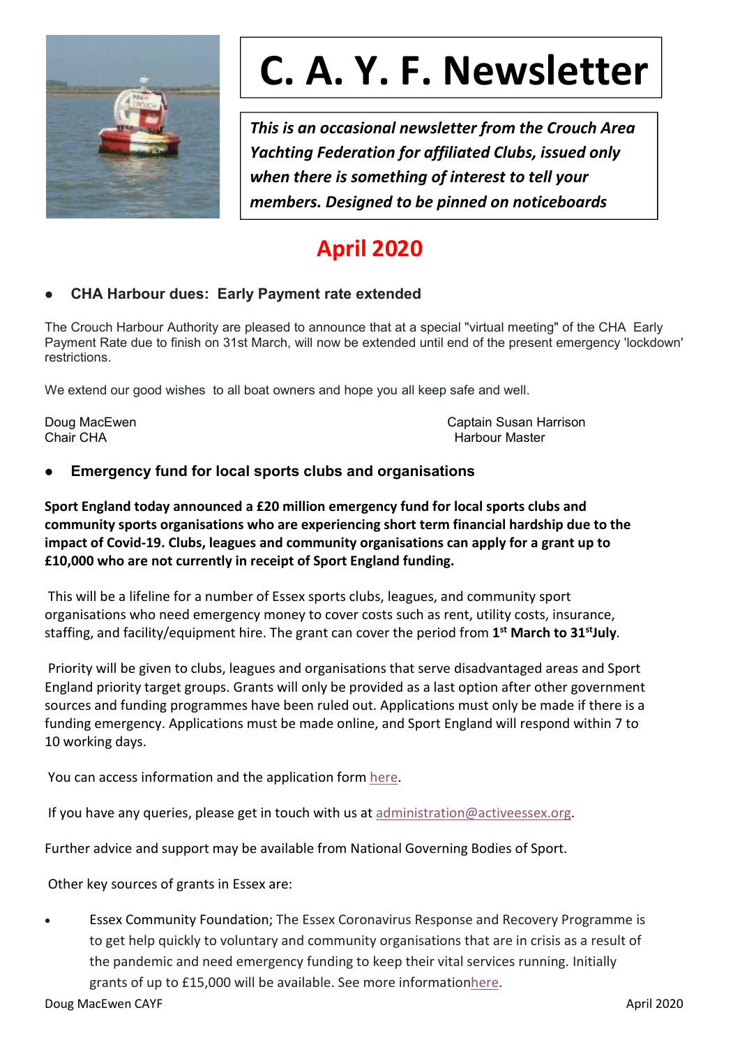# C. A. Y. F. Newsletter

***This is an occasional newsletter from the Crouch Area Yachting Federation for affiliated Clubs, issued only when there is something of interest to tell your members. Designed to be pinned on noticeboards***

## April 2020

- **CHA Harbour dues: Early Payment rate extended**

The Crouch Harbour Authority are pleased to announce that at a special "virtual meeting" of the CHA Early Payment Rate due to finish on 31st March, will now be extended until end of the present emergency 'lockdown' restrictions.

We extend our good wishes to all boat owners and hope you all keep safe and well.

Doug MacEwen
Chair CHA

Captain Susan Harrison
Harbour Master

- **Emergency fund for local sports clubs and organisations**

**Sport England today announced a £20 million emergency fund for local sports clubs and community sports organisations who are experiencing short term financial hardship due to the impact of Covid-19. Clubs, leagues and community organisations can apply for a grant up to £10,000 who are not currently in receipt of Sport England funding.**

This will be a lifeline for a number of Essex sports clubs, leagues, and community sport organisations who need emergency money to cover costs such as rent, utility costs, insurance, staffing, and facility/equipment hire. The grant can cover the period from **1st March to 31st July**.

Priority will be given to clubs, leagues and organisations that serve disadvantaged areas and Sport England priority target groups. Grants will only be provided as a last option after other government sources and funding programmes have been ruled out. Applications must only be made if there is a funding emergency. Applications must be made online, and Sport England will respond within 7 to 10 working days.

You can access information and the application form here.

If you have any queries, please get in touch with us at administration@activeessex.org.

Further advice and support may be available from National Governing Bodies of Sport.

Other key sources of grants in Essex are:

- Essex Community Foundation; The Essex Coronavirus Response and Recovery Programme is to get help quickly to voluntary and community organisations that are in crisis as a result of the pandemic and need emergency funding to keep their vital services running. Initially grants of up to £15,000 will be available. See more informationhere.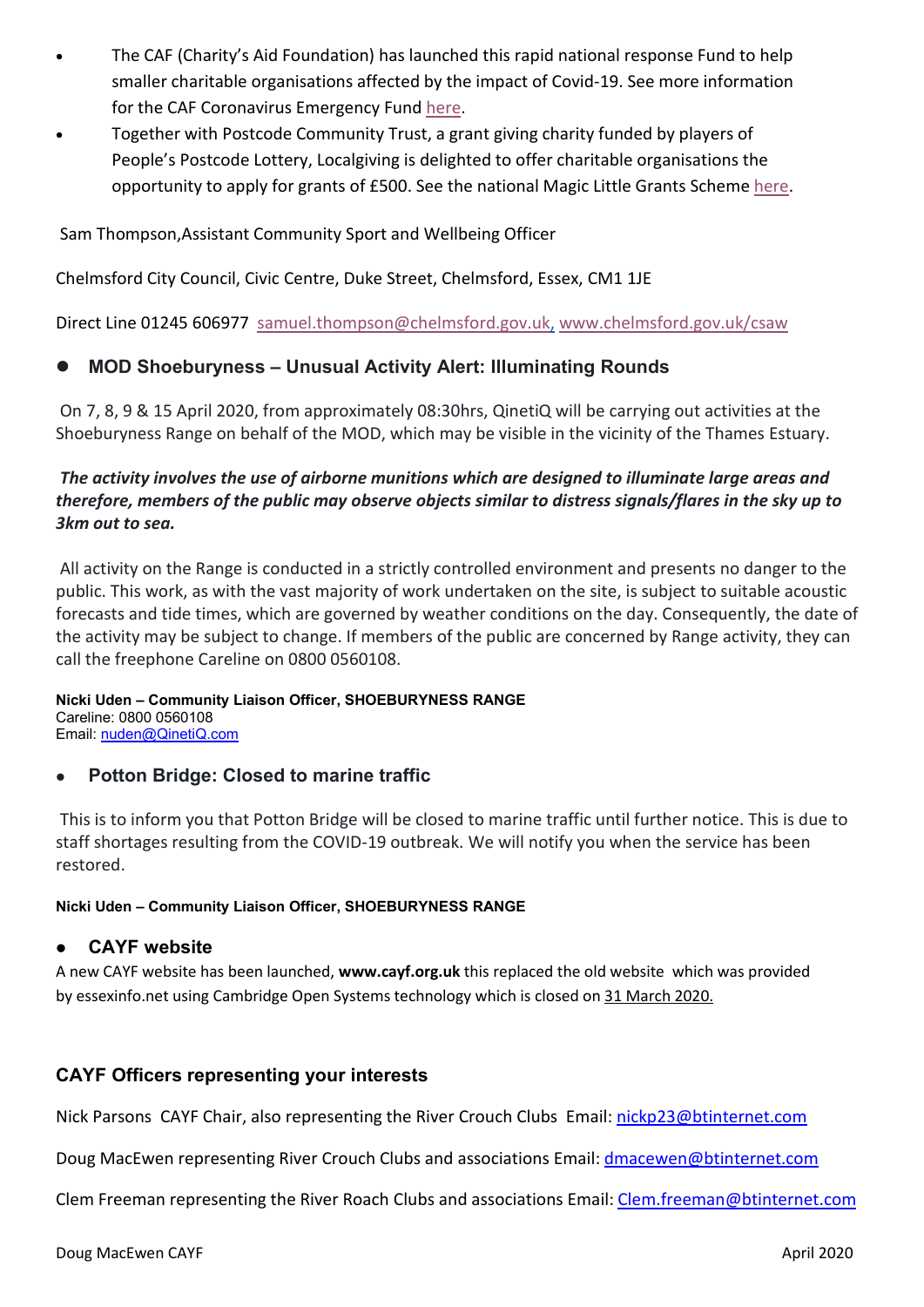- The CAF (Charity's Aid Foundation) has launched this rapid national response Fund to help smaller charitable organisations affected by the impact of Covid-19. See more information for the CAF Coronavirus Emergency Fund here.
- Together with Postcode Community Trust, a grant giving charity funded by players of People's Postcode Lottery, Localgiving is delighted to offer charitable organisations the opportunity to apply for grants of £500. See the national Magic Little Grants Scheme here.

Sam Thompson,Assistant Community Sport and Wellbeing Officer

Chelmsford City Council, Civic Centre, Duke Street, Chelmsford, Essex, CM1 1JE

Direct Line 01245 606977 samuel.thompson@chelmsford.gov.uk, www.chelmsford.gov.uk/csaw

- **MOD Shoeburyness – Unusual Activity Alert: Illuminating Rounds**

On 7, 8, 9 & 15 April 2020, from approximately 08:30hrs, QinetiQ will be carrying out activities at the Shoeburyness Range on behalf of the MOD, which may be visible in the vicinity of the Thames Estuary.

***The activity involves the use of airborne munitions which are designed to illuminate large areas and therefore, members of the public may observe objects similar to distress signals/flares in the sky up to 3km out to sea.***

All activity on the Range is conducted in a strictly controlled environment and presents no danger to the public. This work, as with the vast majority of work undertaken on the site, is subject to suitable acoustic forecasts and tide times, which are governed by weather conditions on the day. Consequently, the date of the activity may be subject to change. If members of the public are concerned by Range activity, they can call the freephone Careline on 0800 0560108.

**Nicki Uden – Community Liaison Officer, SHOEBURYNESS RANGE**
Careline: 0800 0560108
Email: nuden@QinetiQ.com

- **Potton Bridge: Closed to marine traffic**

This is to inform you that Potton Bridge will be closed to marine traffic until further notice. This is due to staff shortages resulting from the COVID-19 outbreak. We will notify you when the service has been restored.

**Nicki Uden – Community Liaison Officer, SHOEBURYNESS RANGE**

- **CAYF website**

A new CAYF website has been launched, **www.cayf.org.uk** this replaced the old website which was provided by essexinfo.net using Cambridge Open Systems technology which is closed on 31 March 2020.

## CAYF Officers representing your interests

Nick Parsons CAYF Chair, also representing the River Crouch Clubs Email: nickp23@btinternet.com

Doug MacEwen representing River Crouch Clubs and associations Email: dmacewen@btinternet.com

Clem Freeman representing the River Roach Clubs and associations Email: Clem.freeman@btinternet.com